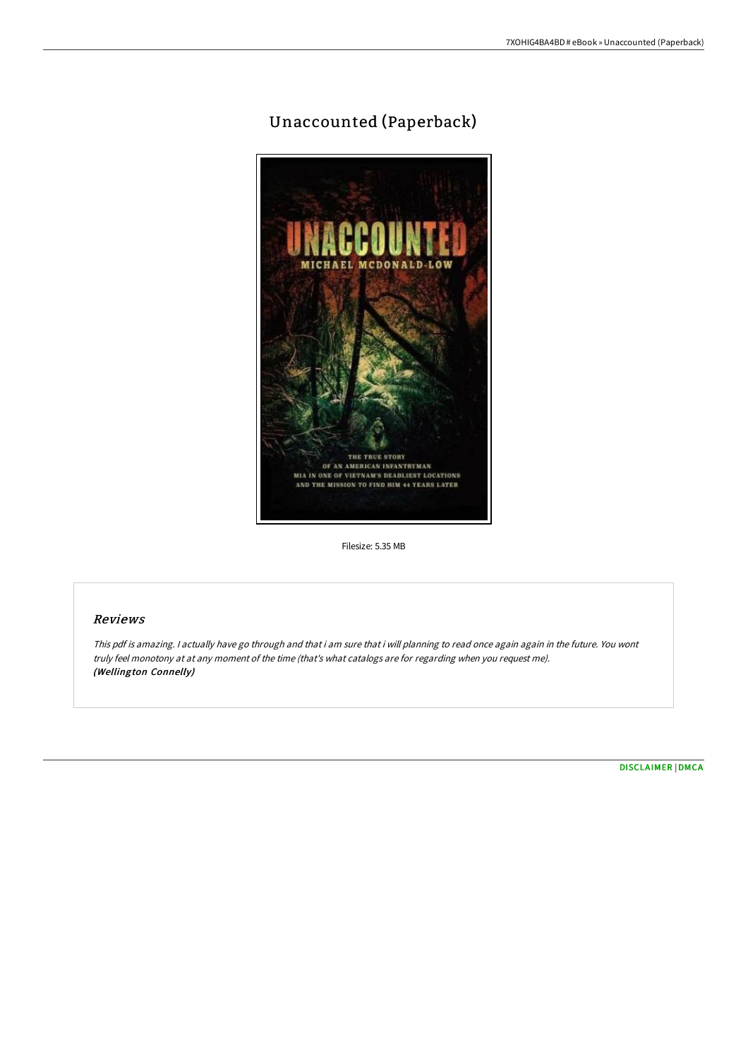# Unaccounted (Paperback)

Filesize: 5.35 MB

## Reviews

*This pdf is amazing. I actually have go through and that i am sure that i will planning to read once again again in the future. You wont truly feel monotony at at any moment of the time (that's what catalogs are for regarding when you request me).*
***(Wellington Connelly)***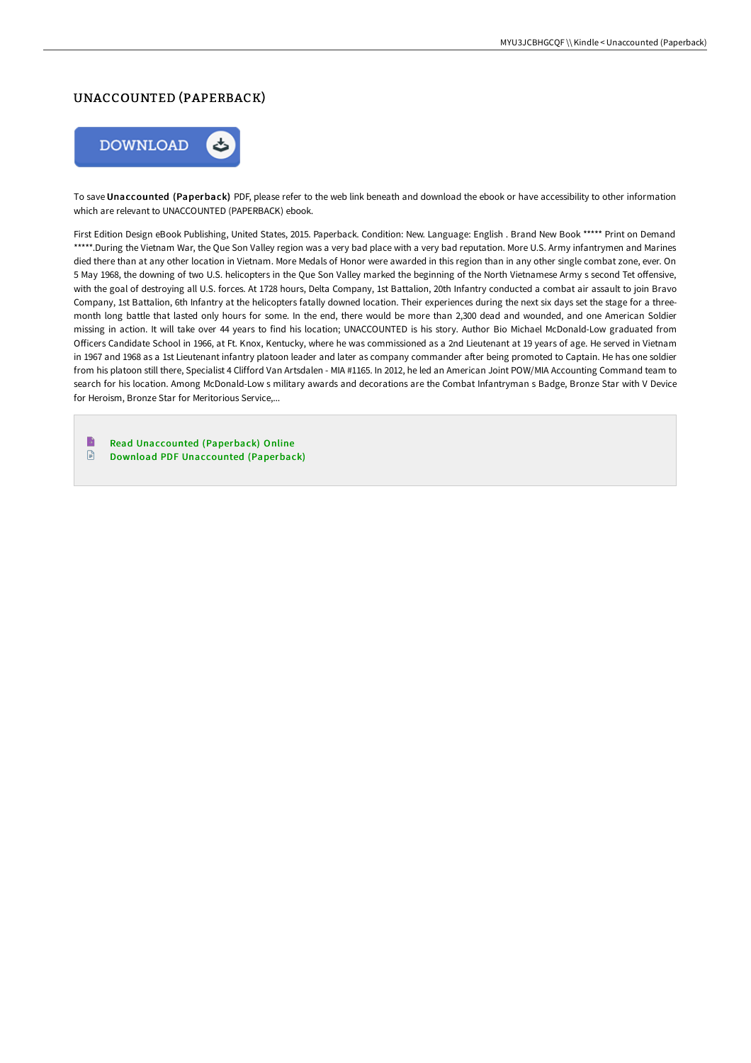# UNACCOUNTED (PAPERBACK)

DOWNLOAD

To save **Unaccounted (Paperback)** PDF, please refer to the web link beneath and download the ebook or have accessibility to other information which are relevant to UNACCOUNTED (PAPERBACK) ebook.

First Edition Design eBook Publishing, United States, 2015. Paperback. Condition: New. Language: English . Brand New Book ***** Print on Demand *****.During the Vietnam War, the Que Son Valley region was a very bad place with a very bad reputation. More U.S. Army infantrymen and Marines died there than at any other location in Vietnam. More Medals of Honor were awarded in this region than in any other single combat zone, ever. On 5 May 1968, the downing of two U.S. helicopters in the Que Son Valley marked the beginning of the North Vietnamese Army s second Tet offensive, with the goal of destroying all U.S. forces. At 1728 hours, Delta Company, 1st Battalion, 20th Infantry conducted a combat air assault to join Bravo Company, 1st Battalion, 6th Infantry at the helicopters fatally downed location. Their experiences during the next six days set the stage for a three-month long battle that lasted only hours for some. In the end, there would be more than 2,300 dead and wounded, and one American Soldier missing in action. It will take over 44 years to find his location; UNACCOUNTED is his story. Author Bio Michael McDonald-Low graduated from Officers Candidate School in 1966, at Ft. Knox, Kentucky, where he was commissioned as a 2nd Lieutenant at 19 years of age. He served in Vietnam in 1967 and 1968 as a 1st Lieutenant infantry platoon leader and later as company commander after being promoted to Captain. He has one soldier from his platoon still there, Specialist 4 Clifford Van Artsdalen - MIA #1165. In 2012, he led an American Joint POW/MIA Accounting Command team to search for his location. Among McDonald-Low s military awards and decorations are the Combat Infantryman s Badge, Bronze Star with V Device for Heroism, Bronze Star for Meritorious Service,...

- Read Unaccounted (Paperback) Online
- Download PDF Unaccounted (Paperback)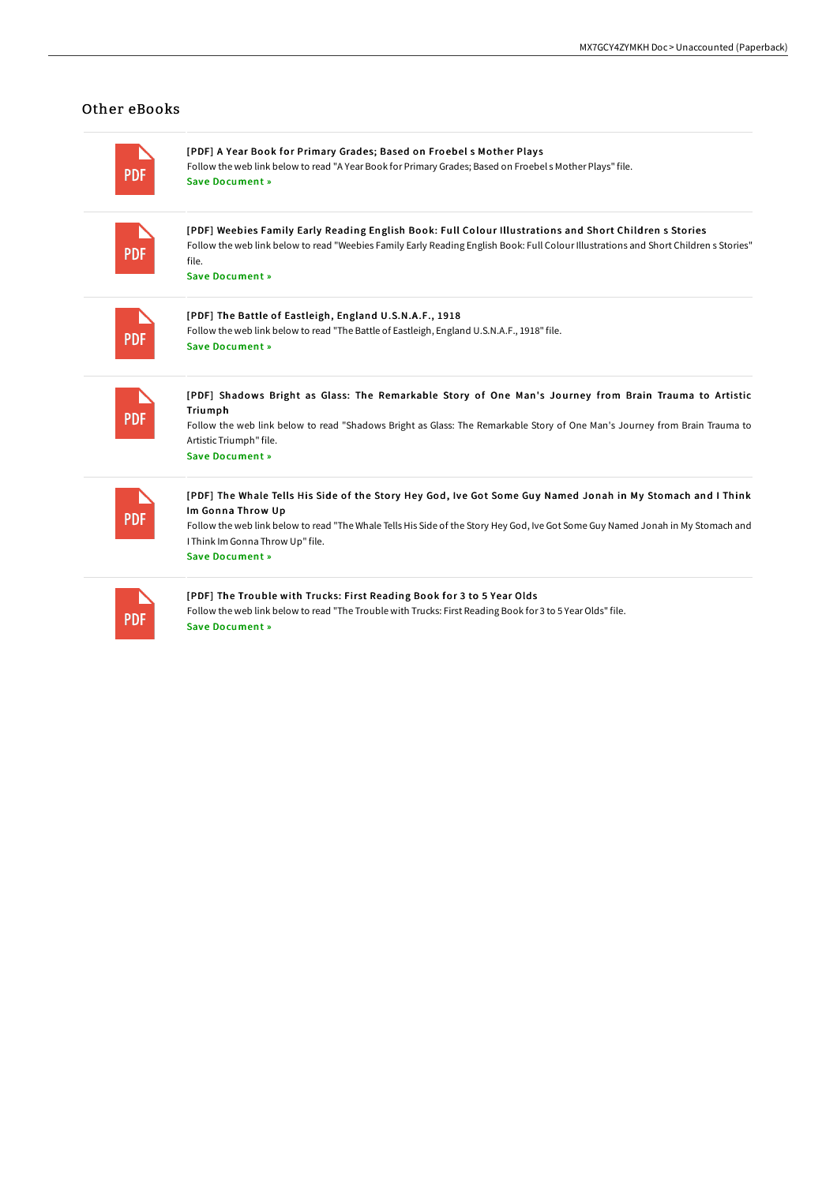## Other eBooks

[PDF] A Year Book for Primary Grades; Based on Froebel s Mother Plays
Follow the web link below to read "A Year Book for Primary Grades; Based on Froebel s Mother Plays" file.
Save Document »

[PDF] Weebies Family Early Reading English Book: Full Colour Illustrations and Short Children s Stories
Follow the web link below to read "Weebies Family Early Reading English Book: Full Colour Illustrations and Short Children s Stories" file.
Save Document »

[PDF] The Battle of Eastleigh, England U.S.N.A.F., 1918
Follow the web link below to read "The Battle of Eastleigh, England U.S.N.A.F., 1918" file.
Save Document »

[PDF] Shadows Bright as Glass: The Remarkable Story of One Man's Journey from Brain Trauma to Artistic Triumph
Follow the web link below to read "Shadows Bright as Glass: The Remarkable Story of One Man's Journey from Brain Trauma to Artistic Triumph" file.
Save Document »

[PDF] The Whale Tells His Side of the Story Hey God, Ive Got Some Guy Named Jonah in My Stomach and I Think Im Gonna Throw Up
Follow the web link below to read "The Whale Tells His Side of the Story Hey God, Ive Got Some Guy Named Jonah in My Stomach and I Think Im Gonna Throw Up" file.
Save Document »

[PDF] The Trouble with Trucks: First Reading Book for 3 to 5 Year Olds
Follow the web link below to read "The Trouble with Trucks: First Reading Book for 3 to 5 Year Olds" file.
Save Document »